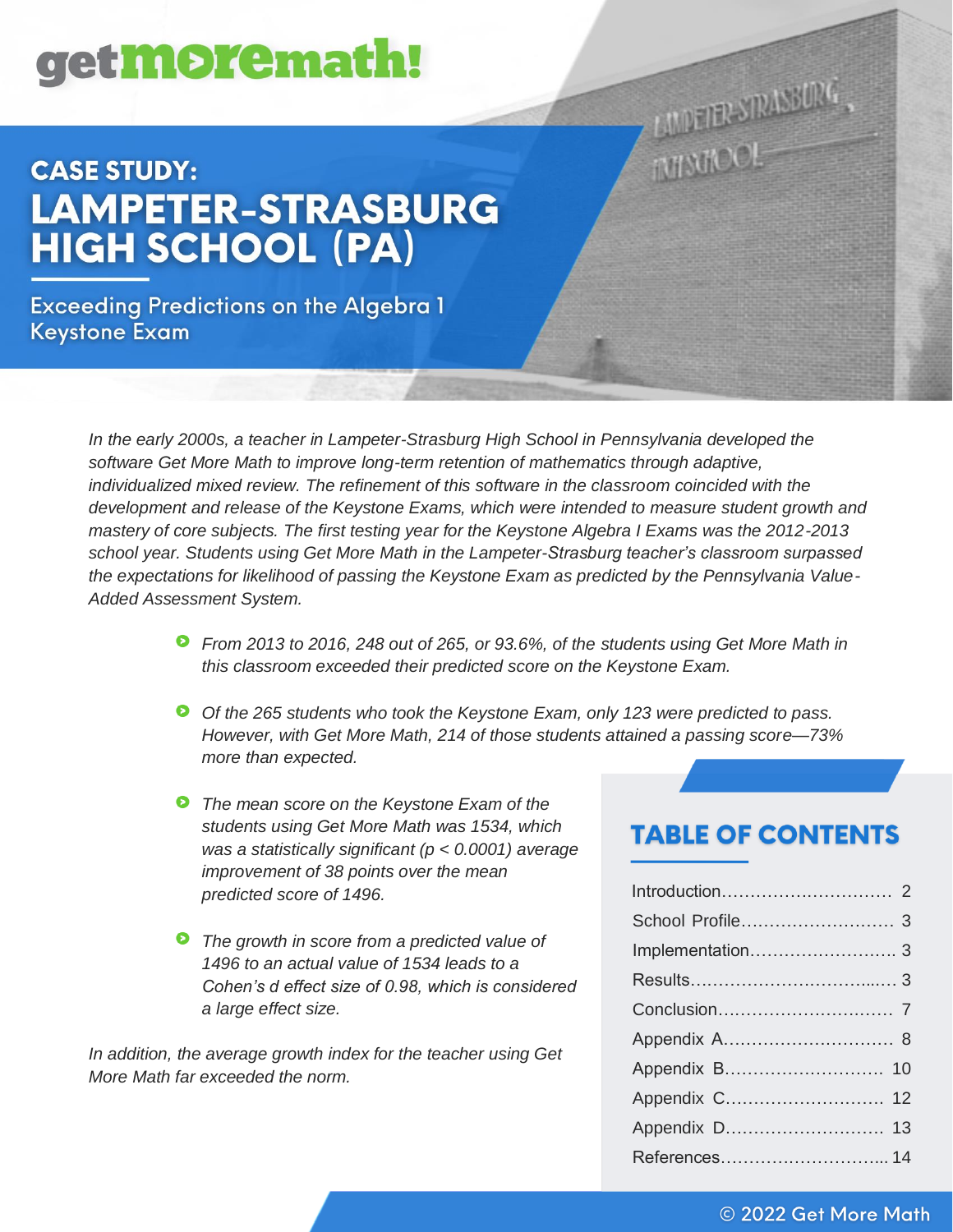getmoremath!

**CASE STUDY:**

# LAMPETER-STRASBURG HIGH SCHOOL (PA)

## Exceeding Predictions on the Algebra 1 Keystone Exam

*In the early 2000s, a teacher in Lampeter-Strasburg High School in Pennsylvania developed the software Get More Math to improve long-term retention of mathematics through adaptive, individualized mixed review. The refinement of this software in the classroom coincided with the development and release of the Keystone Exams, which were intended to measure student growth and mastery of core subjects. The first testing year for the Keystone Algebra I Exams was the 2012-2013 school year. Students using Get More Math in the Lampeter-Strasburg teacher's classroom surpassed the expectations for likelihood of passing the Keystone Exam as predicted by the Pennsylvania Value-Added Assessment System.*

- *From 2013 to 2016, 248 out of 265, or 93.6%, of the students using Get More Math in this classroom exceeded their predicted score on the Keystone Exam.*
- *Of the 265 students who took the Keystone Exam, only 123 were predicted to pass. However, with Get More Math, 214 of those students attained a passing score—73% more than expected.*
- *The mean score on the Keystone Exam of the students using Get More Math was 1534, which was a statistically significant ($p < 0.0001$) average improvement of 38 points over the mean predicted score of 1496.*
- *The growth in score from a predicted value of 1496 to an actual value of 1534 leads to a Cohen's d effect size of 0.98, which is considered a large effect size.*

*In addition, the average growth index for the teacher using Get More Math far exceeded the norm.*

## TABLE OF CONTENTS

| | |
|---|---|
| Introduction | 2 |
| School Profile | 3 |
| Implementation | 3 |
| Results | 3 |
| Conclusion | 7 |
| Appendix A | 8 |
| Appendix B | 10 |
| Appendix C | 12 |
| Appendix D | 13 |
| References | 14 |

© 2022 Get More Math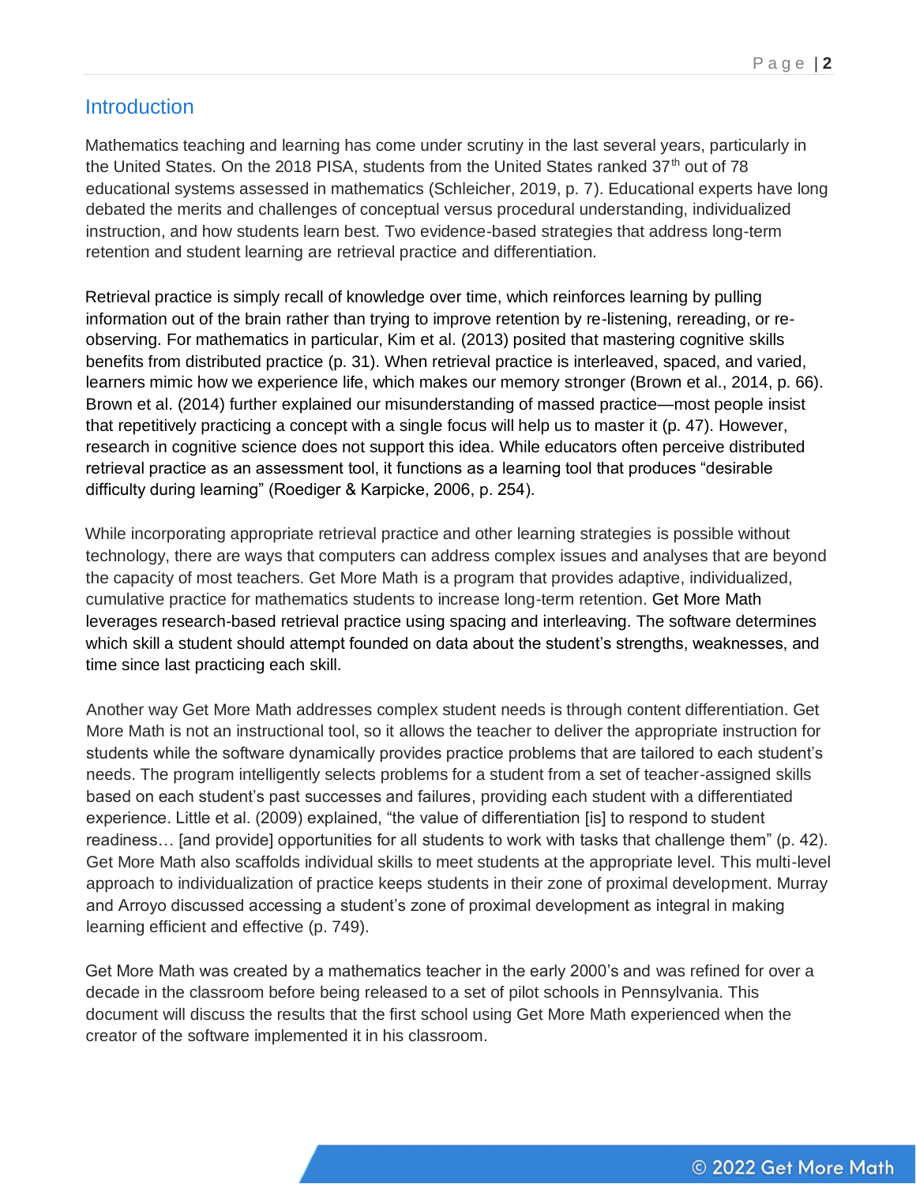## Introduction

Mathematics teaching and learning has come under scrutiny in the last several years, particularly in the United States. On the 2018 PISA, students from the United States ranked 37th out of 78 educational systems assessed in mathematics (Schleicher, 2019, p. 7). Educational experts have long debated the merits and challenges of conceptual versus procedural understanding, individualized instruction, and how students learn best. Two evidence-based strategies that address long-term retention and student learning are retrieval practice and differentiation.

Retrieval practice is simply recall of knowledge over time, which reinforces learning by pulling information out of the brain rather than trying to improve retention by re-listening, rereading, or re-observing. For mathematics in particular, Kim et al. (2013) posited that mastering cognitive skills benefits from distributed practice (p. 31). When retrieval practice is interleaved, spaced, and varied, learners mimic how we experience life, which makes our memory stronger (Brown et al., 2014, p. 66). Brown et al. (2014) further explained our misunderstanding of massed practice—most people insist that repetitively practicing a concept with a single focus will help us to master it (p. 47). However, research in cognitive science does not support this idea. While educators often perceive distributed retrieval practice as an assessment tool, it functions as a learning tool that produces "desirable difficulty during learning" (Roediger & Karpicke, 2006, p. 254).

While incorporating appropriate retrieval practice and other learning strategies is possible without technology, there are ways that computers can address complex issues and analyses that are beyond the capacity of most teachers. Get More Math is a program that provides adaptive, individualized, cumulative practice for mathematics students to increase long-term retention. Get More Math leverages research-based retrieval practice using spacing and interleaving. The software determines which skill a student should attempt founded on data about the student's strengths, weaknesses, and time since last practicing each skill.

Another way Get More Math addresses complex student needs is through content differentiation. Get More Math is not an instructional tool, so it allows the teacher to deliver the appropriate instruction for students while the software dynamically provides practice problems that are tailored to each student's needs. The program intelligently selects problems for a student from a set of teacher-assigned skills based on each student's past successes and failures, providing each student with a differentiated experience. Little et al. (2009) explained, "the value of differentiation [is] to respond to student readiness… [and provide] opportunities for all students to work with tasks that challenge them" (p. 42). Get More Math also scaffolds individual skills to meet students at the appropriate level. This multi-level approach to individualization of practice keeps students in their zone of proximal development. Murray and Arroyo discussed accessing a student's zone of proximal development as integral in making learning efficient and effective (p. 749).

Get More Math was created by a mathematics teacher in the early 2000's and was refined for over a decade in the classroom before being released to a set of pilot schools in Pennsylvania. This document will discuss the results that the first school using Get More Math experienced when the creator of the software implemented it in his classroom.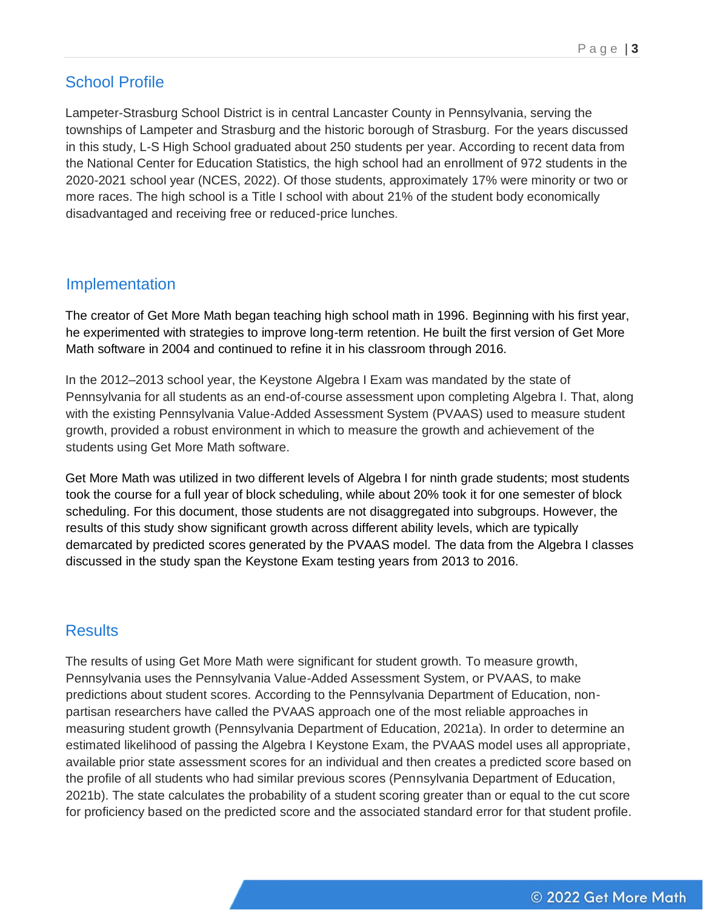## School Profile

Lampeter-Strasburg School District is in central Lancaster County in Pennsylvania, serving the townships of Lampeter and Strasburg and the historic borough of Strasburg. For the years discussed in this study, L-S High School graduated about 250 students per year. According to recent data from the National Center for Education Statistics, the high school had an enrollment of 972 students in the 2020-2021 school year (NCES, 2022). Of those students, approximately 17% were minority or two or more races. The high school is a Title I school with about 21% of the student body economically disadvantaged and receiving free or reduced-price lunches.

## Implementation

The creator of Get More Math began teaching high school math in 1996. Beginning with his first year, he experimented with strategies to improve long-term retention. He built the first version of Get More Math software in 2004 and continued to refine it in his classroom through 2016.

In the 2012–2013 school year, the Keystone Algebra I Exam was mandated by the state of Pennsylvania for all students as an end-of-course assessment upon completing Algebra I. That, along with the existing Pennsylvania Value-Added Assessment System (PVAAS) used to measure student growth, provided a robust environment in which to measure the growth and achievement of the students using Get More Math software.

Get More Math was utilized in two different levels of Algebra I for ninth grade students; most students took the course for a full year of block scheduling, while about 20% took it for one semester of block scheduling. For this document, those students are not disaggregated into subgroups. However, the results of this study show significant growth across different ability levels, which are typically demarcated by predicted scores generated by the PVAAS model. The data from the Algebra I classes discussed in the study span the Keystone Exam testing years from 2013 to 2016.

## Results

The results of using Get More Math were significant for student growth. To measure growth, Pennsylvania uses the Pennsylvania Value-Added Assessment System, or PVAAS, to make predictions about student scores. According to the Pennsylvania Department of Education, non-partisan researchers have called the PVAAS approach one of the most reliable approaches in measuring student growth (Pennsylvania Department of Education, 2021a). In order to determine an estimated likelihood of passing the Algebra I Keystone Exam, the PVAAS model uses all appropriate, available prior state assessment scores for an individual and then creates a predicted score based on the profile of all students who had similar previous scores (Pennsylvania Department of Education, 2021b). The state calculates the probability of a student scoring greater than or equal to the cut score for proficiency based on the predicted score and the associated standard error for that student profile.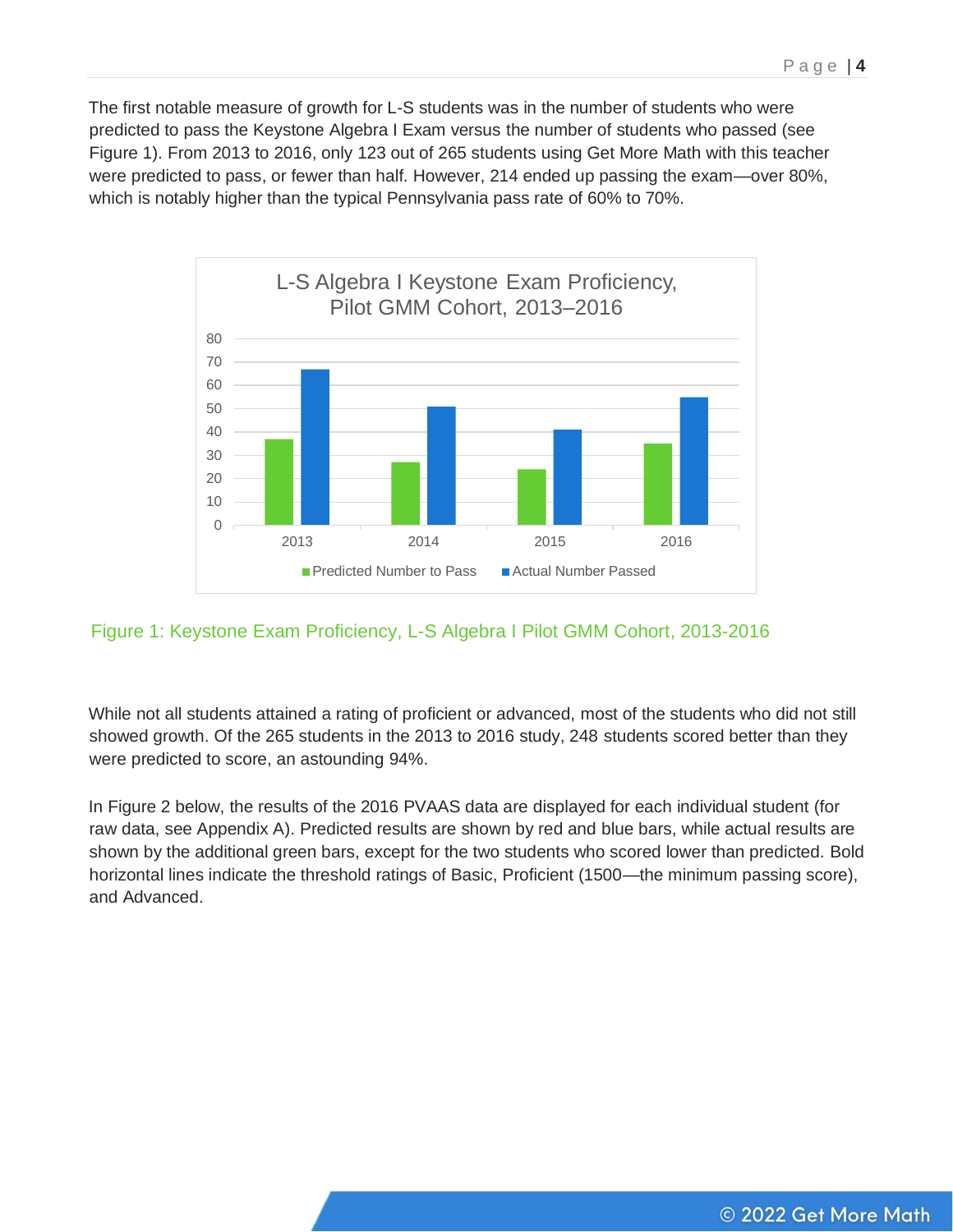The first notable measure of growth for L-S students was in the number of students who were predicted to pass the Keystone Algebra I Exam versus the number of students who passed (see Figure 1). From 2013 to 2016, only 123 out of 265 students using Get More Math with this teacher were predicted to pass, or fewer than half. However, 214 ended up passing the exam—over 80%, which is notably higher than the typical Pennsylvania pass rate of 60% to 70%.

Figure 1: Keystone Exam Proficiency, L-S Algebra I Pilot GMM Cohort, 2013-2016

While not all students attained a rating of proficient or advanced, most of the students who did not still showed growth. Of the 265 students in the 2013 to 2016 study, 248 students scored better than they were predicted to score, an astounding 94%.

In Figure 2 below, the results of the 2016 PVAAS data are displayed for each individual student (for raw data, see Appendix A). Predicted results are shown by red and blue bars, while actual results are shown by the additional green bars, except for the two students who scored lower than predicted. Bold horizontal lines indicate the threshold ratings of Basic, Proficient (1500—the minimum passing score), and Advanced.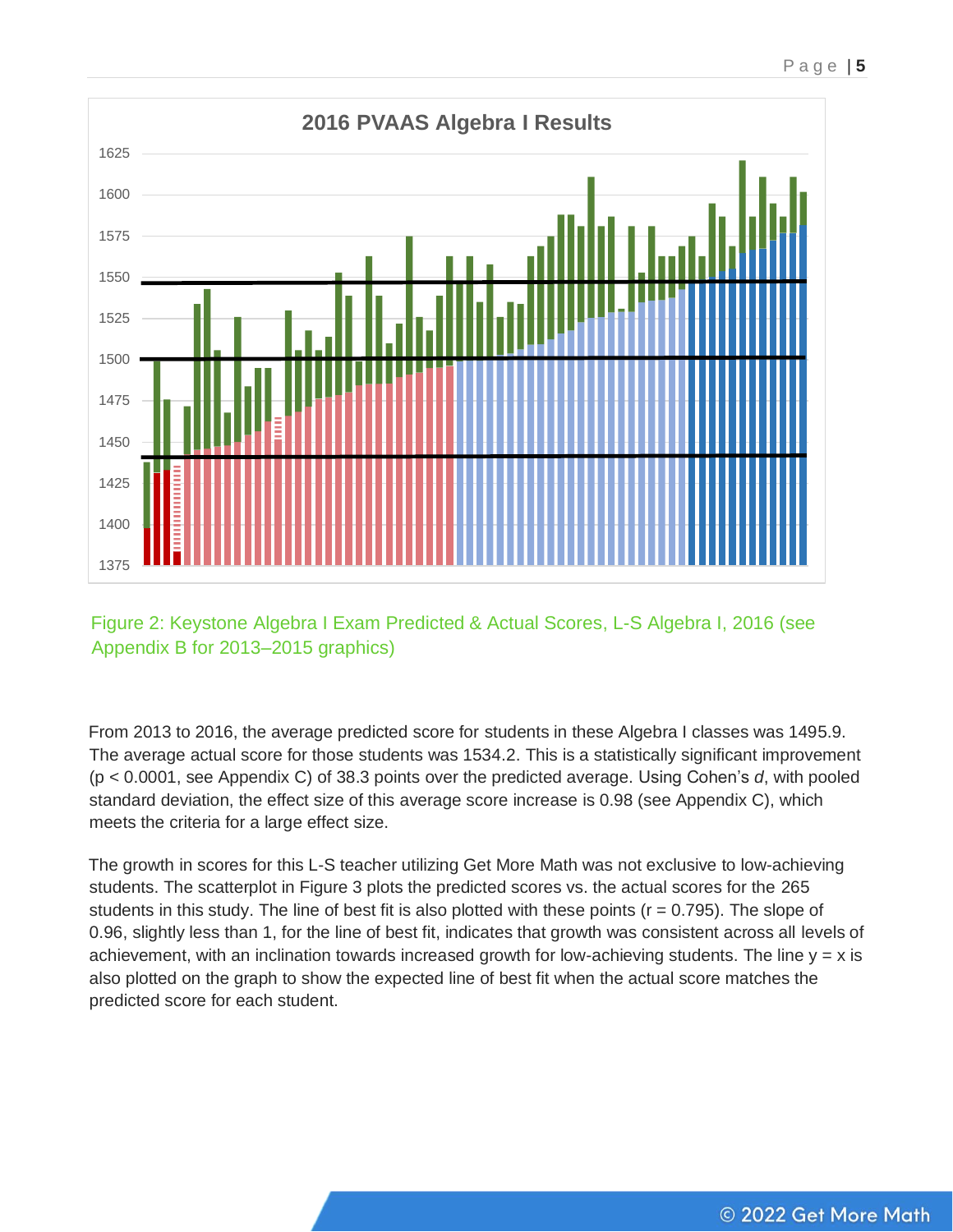Figure 2: Keystone Algebra I Exam Predicted & Actual Scores, L-S Algebra I, 2016 (see Appendix B for 2013–2015 graphics)

From 2013 to 2016, the average predicted score for students in these Algebra I classes was 1495.9. The average actual score for those students was 1534.2. This is a statistically significant improvement ($p < 0.0001$, see Appendix C) of 38.3 points over the predicted average. Using Cohen's *d*, with pooled standard deviation, the effect size of this average score increase is 0.98 (see Appendix C), which meets the criteria for a large effect size.

The growth in scores for this L-S teacher utilizing Get More Math was not exclusive to low-achieving students. The scatterplot in Figure 3 plots the predicted scores vs. the actual scores for the 265 students in this study. The line of best fit is also plotted with these points ($r = 0.795$). The slope of 0.96, slightly less than 1, for the line of best fit, indicates that growth was consistent across all levels of achievement, with an inclination towards increased growth for low-achieving students. The line $y = x$ is also plotted on the graph to show the expected line of best fit when the actual score matches the predicted score for each student.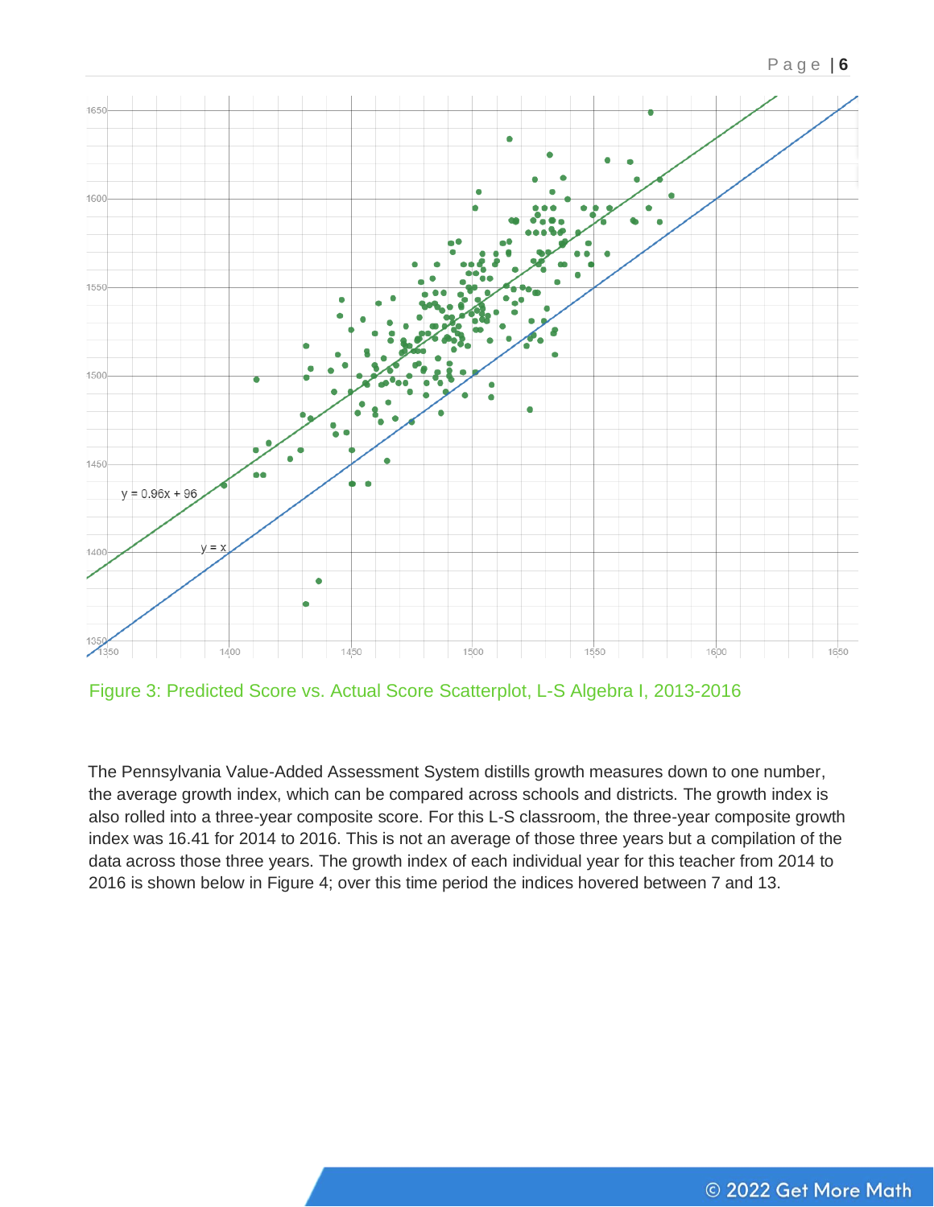Figure 3: Predicted Score vs. Actual Score Scatterplot, L-S Algebra I, 2013-2016

The Pennsylvania Value-Added Assessment System distills growth measures down to one number, the average growth index, which can be compared across schools and districts. The growth index is also rolled into a three-year composite score. For this L-S classroom, the three-year composite growth index was 16.41 for 2014 to 2016. This is not an average of those three years but a compilation of the data across those three years. The growth index of each individual year for this teacher from 2014 to 2016 is shown below in Figure 4; over this time period the indices hovered between 7 and 13.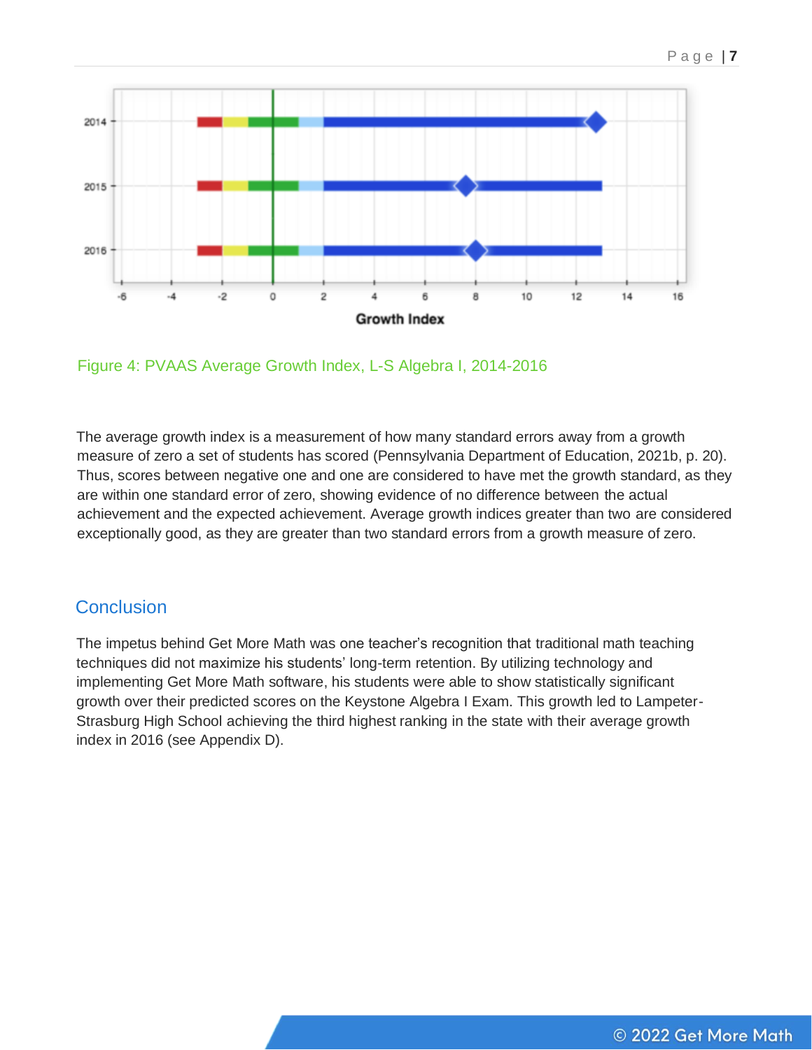Figure 4: PVAAS Average Growth Index, L-S Algebra I, 2014-2016

The average growth index is a measurement of how many standard errors away from a growth measure of zero a set of students has scored (Pennsylvania Department of Education, 2021b, p. 20). Thus, scores between negative one and one are considered to have met the growth standard, as they are within one standard error of zero, showing evidence of no difference between the actual achievement and the expected achievement. Average growth indices greater than two are considered exceptionally good, as they are greater than two standard errors from a growth measure of zero.

## Conclusion

The impetus behind Get More Math was one teacher's recognition that traditional math teaching techniques did not maximize his students' long-term retention. By utilizing technology and implementing Get More Math software, his students were able to show statistically significant growth over their predicted scores on the Keystone Algebra I Exam. This growth led to Lampeter-Strasburg High School achieving the third highest ranking in the state with their average growth index in 2016 (see Appendix D).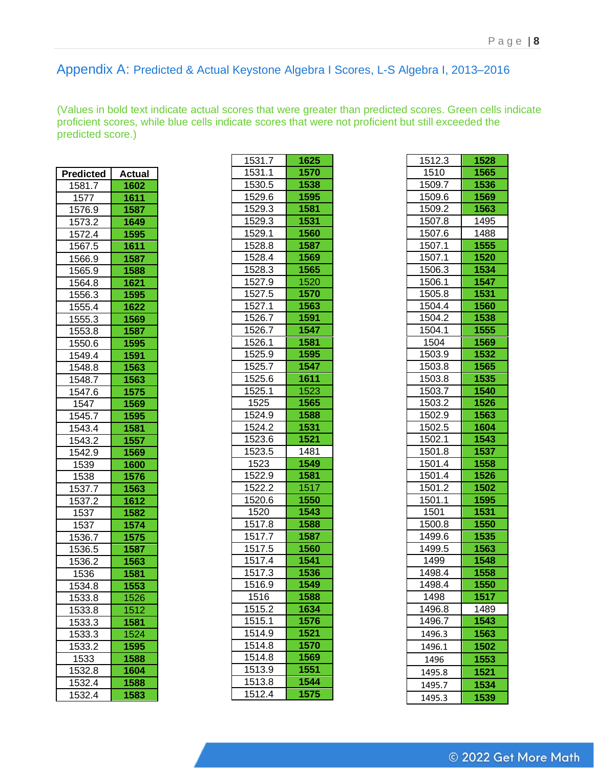## Appendix A: Predicted & Actual Keystone Algebra I Scores, L-S Algebra I, 2013–2016

(Values in bold text indicate actual scores that were greater than predicted scores. Green cells indicate proficient scores, while blue cells indicate scores that were not proficient but still exceeded the predicted score.)

| Predicted | Actual |
|---|---|
| 1581.7 | **1602** |
| 1577 | **1611** |
| 1576.9 | **1587** |
| 1573.2 | **1649** |
| 1572.4 | **1595** |
| 1567.5 | **1611** |
| 1566.9 | **1587** |
| 1565.9 | **1588** |
| 1564.8 | **1621** |
| 1556.3 | **1595** |
| 1555.4 | **1622** |
| 1555.3 | **1569** |
| 1553.8 | **1587** |
| 1550.6 | **1595** |
| 1549.4 | **1591** |
| 1548.8 | **1563** |
| 1548.7 | **1563** |
| 1547.6 | **1575** |
| 1547 | **1569** |
| 1545.7 | **1595** |
| 1543.4 | **1581** |
| 1543.2 | **1557** |
| 1542.9 | **1569** |
| 1539 | **1600** |
| 1538 | **1576** |
| 1537.7 | **1563** |
| 1537.2 | **1612** |
| 1537 | **1582** |
| 1537 | **1574** |
| 1536.7 | **1575** |
| 1536.5 | **1587** |
| 1536.2 | **1563** |
| 1536 | **1581** |
| 1534.8 | **1553** |
| 1533.8 | 1526 |
| 1533.8 | 1512 |
| 1533.3 | **1581** |
| 1533.3 | 1524 |
| 1533.2 | **1595** |
| 1533 | **1588** |
| 1532.8 | **1604** |
| 1532.4 | **1588** |
| 1532.4 | **1583** |
| 1531.7 | **1625** |
| 1531.1 | **1570** |
| 1530.5 | **1538** |
| 1529.6 | **1595** |
| 1529.3 | **1581** |
| 1529.3 | **1531** |
| 1529.1 | **1560** |
| 1528.8 | **1587** |
| 1528.4 | **1569** |
| 1528.3 | **1565** |
| 1527.9 | 1520 |
| 1527.5 | **1570** |
| 1527.1 | **1563** |
| 1526.7 | **1591** |
| 1526.7 | **1547** |
| 1526.1 | **1581** |
| 1525.9 | **1595** |
| 1525.7 | **1547** |
| 1525.6 | **1611** |
| 1525.1 | 1523 |
| 1525 | **1565** |
| 1524.9 | **1588** |
| 1524.2 | **1531** |
| 1523.6 | **1521** |
| 1523.5 | 1481 |
| 1523 | **1549** |
| 1522.9 | **1581** |
| 1522.2 | 1517 |
| 1520.6 | **1550** |
| 1520 | **1543** |
| 1517.8 | **1588** |
| 1517.7 | **1587** |
| 1517.5 | **1560** |
| 1517.4 | **1541** |
| 1517.3 | **1536** |
| 1516.9 | **1549** |
| 1516 | **1588** |
| 1515.2 | **1634** |
| 1515.1 | **1576** |
| 1514.9 | **1521** |
| 1514.8 | **1570** |
| 1514.8 | **1569** |
| 1513.9 | **1551** |
| 1513.8 | **1544** |
| 1512.4 | **1575** |
| 1512.3 | **1528** |
| 1510 | **1565** |
| 1509.7 | **1536** |
| 1509.6 | **1569** |
| 1509.2 | **1563** |
| 1507.8 | 1495 |
| 1507.6 | 1488 |
| 1507.1 | **1555** |
| 1507.1 | **1520** |
| 1506.3 | **1534** |
| 1506.1 | **1547** |
| 1505.8 | **1531** |
| 1504.4 | **1560** |
| 1504.2 | **1538** |
| 1504.1 | **1555** |
| 1504 | **1569** |
| 1503.9 | **1532** |
| 1503.8 | **1565** |
| 1503.8 | **1535** |
| 1503.7 | **1540** |
| 1503.2 | **1526** |
| 1502.9 | **1563** |
| 1502.5 | **1604** |
| 1502.1 | **1543** |
| 1501.8 | **1537** |
| 1501.4 | **1558** |
| 1501.4 | **1526** |
| 1501.2 | **1502** |
| 1501.1 | **1595** |
| 1501 | **1531** |
| 1500.8 | **1550** |
| 1499.6 | **1535** |
| 1499.5 | **1563** |
| 1499 | **1548** |
| 1498.4 | **1558** |
| 1498.4 | **1550** |
| 1498 | **1517** |
| 1496.8 | 1489 |
| 1496.7 | **1543** |
| 1496.3 | **1563** |
| 1496.1 | **1502** |
| 1496 | **1553** |
| 1495.8 | **1521** |
| 1495.7 | **1534** |
| 1495.3 | **1539** |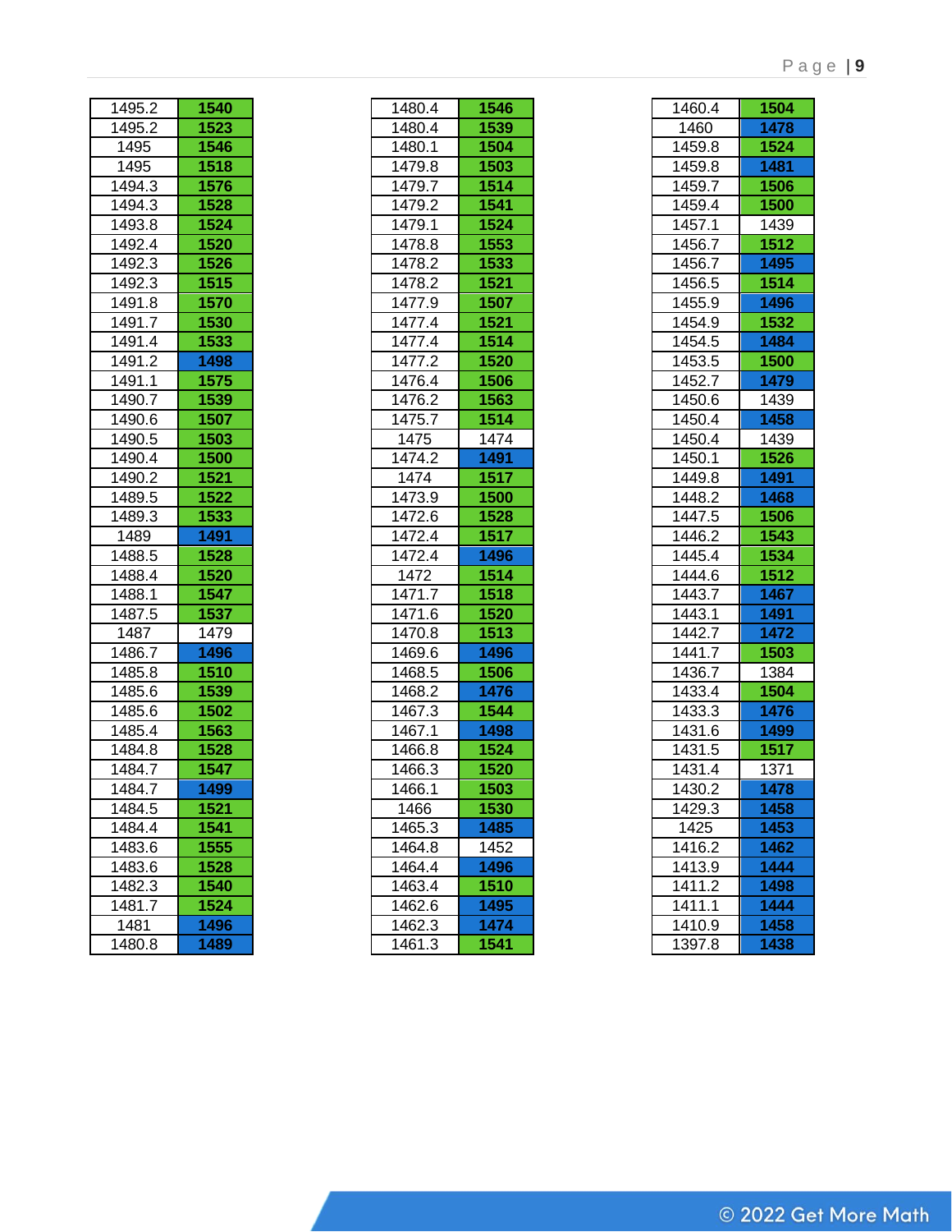| | |
|---|---|
| 1495.2 | 1540 |
| 1495.2 | 1523 |
| 1495 | 1546 |
| 1495 | 1518 |
| 1494.3 | 1576 |
| 1494.3 | 1528 |
| 1493.8 | 1524 |
| 1492.4 | 1520 |
| 1492.3 | 1526 |
| 1492.3 | 1515 |
| 1491.8 | 1570 |
| 1491.7 | 1530 |
| 1491.4 | 1533 |
| 1491.2 | 1498 |
| 1491.1 | 1575 |
| 1490.7 | 1539 |
| 1490.6 | 1507 |
| 1490.5 | 1503 |
| 1490.4 | 1500 |
| 1490.2 | 1521 |
| 1489.5 | 1522 |
| 1489.3 | 1533 |
| 1489 | 1491 |
| 1488.5 | 1528 |
| 1488.4 | 1520 |
| 1488.1 | 1547 |
| 1487.5 | 1537 |
| 1487 | 1479 |
| 1486.7 | 1496 |
| 1485.8 | 1510 |
| 1485.6 | 1539 |
| 1485.6 | 1502 |
| 1485.4 | 1563 |
| 1484.8 | 1528 |
| 1484.7 | 1547 |
| 1484.7 | 1499 |
| 1484.5 | 1521 |
| 1484.4 | 1541 |
| 1483.6 | 1555 |
| 1483.6 | 1528 |
| 1482.3 | 1540 |
| 1481.7 | 1524 |
| 1481 | 1496 |
| 1480.8 | 1489 |

| | |
|---|---|
| 1480.4 | 1546 |
| 1480.4 | 1539 |
| 1480.1 | 1504 |
| 1479.8 | 1503 |
| 1479.7 | 1514 |
| 1479.2 | 1541 |
| 1479.1 | 1524 |
| 1478.8 | 1553 |
| 1478.2 | 1533 |
| 1478.2 | 1521 |
| 1477.9 | 1507 |
| 1477.4 | 1521 |
| 1477.4 | 1514 |
| 1477.2 | 1520 |
| 1476.4 | 1506 |
| 1476.2 | 1563 |
| 1475.7 | 1514 |
| 1475 | 1474 |
| 1474.2 | 1491 |
| 1474 | 1517 |
| 1473.9 | 1500 |
| 1472.6 | 1528 |
| 1472.4 | 1517 |
| 1472.4 | 1496 |
| 1472 | 1514 |
| 1471.7 | 1518 |
| 1471.6 | 1520 |
| 1470.8 | 1513 |
| 1469.6 | 1496 |
| 1468.5 | 1506 |
| 1468.2 | 1476 |
| 1467.3 | 1544 |
| 1467.1 | 1498 |
| 1466.8 | 1524 |
| 1466.3 | 1520 |
| 1466.1 | 1503 |
| 1466 | 1530 |
| 1465.3 | 1485 |
| 1464.8 | 1452 |
| 1464.4 | 1496 |
| 1463.4 | 1510 |
| 1462.6 | 1495 |
| 1462.3 | 1474 |
| 1461.3 | 1541 |

| | |
|---|---|
| 1460.4 | 1504 |
| 1460 | 1478 |
| 1459.8 | 1524 |
| 1459.8 | 1481 |
| 1459.7 | 1506 |
| 1459.4 | 1500 |
| 1457.1 | 1439 |
| 1456.7 | 1512 |
| 1456.7 | 1495 |
| 1456.5 | 1514 |
| 1455.9 | 1496 |
| 1454.9 | 1532 |
| 1454.5 | 1484 |
| 1453.5 | 1500 |
| 1452.7 | 1479 |
| 1450.6 | 1439 |
| 1450.4 | 1458 |
| 1450.4 | 1439 |
| 1450.1 | 1526 |
| 1449.8 | 1491 |
| 1448.2 | 1468 |
| 1447.5 | 1506 |
| 1446.2 | 1543 |
| 1445.4 | 1534 |
| 1444.6 | 1512 |
| 1443.7 | 1467 |
| 1443.1 | 1491 |
| 1442.7 | 1472 |
| 1441.7 | 1503 |
| 1436.7 | 1384 |
| 1433.4 | 1504 |
| 1433.3 | 1476 |
| 1431.6 | 1499 |
| 1431.5 | 1517 |
| 1431.4 | 1371 |
| 1430.2 | 1478 |
| 1429.3 | 1458 |
| 1425 | 1453 |
| 1416.2 | 1462 |
| 1413.9 | 1444 |
| 1411.2 | 1498 |
| 1411.1 | 1444 |
| 1410.9 | 1458 |
| 1397.8 | 1438 |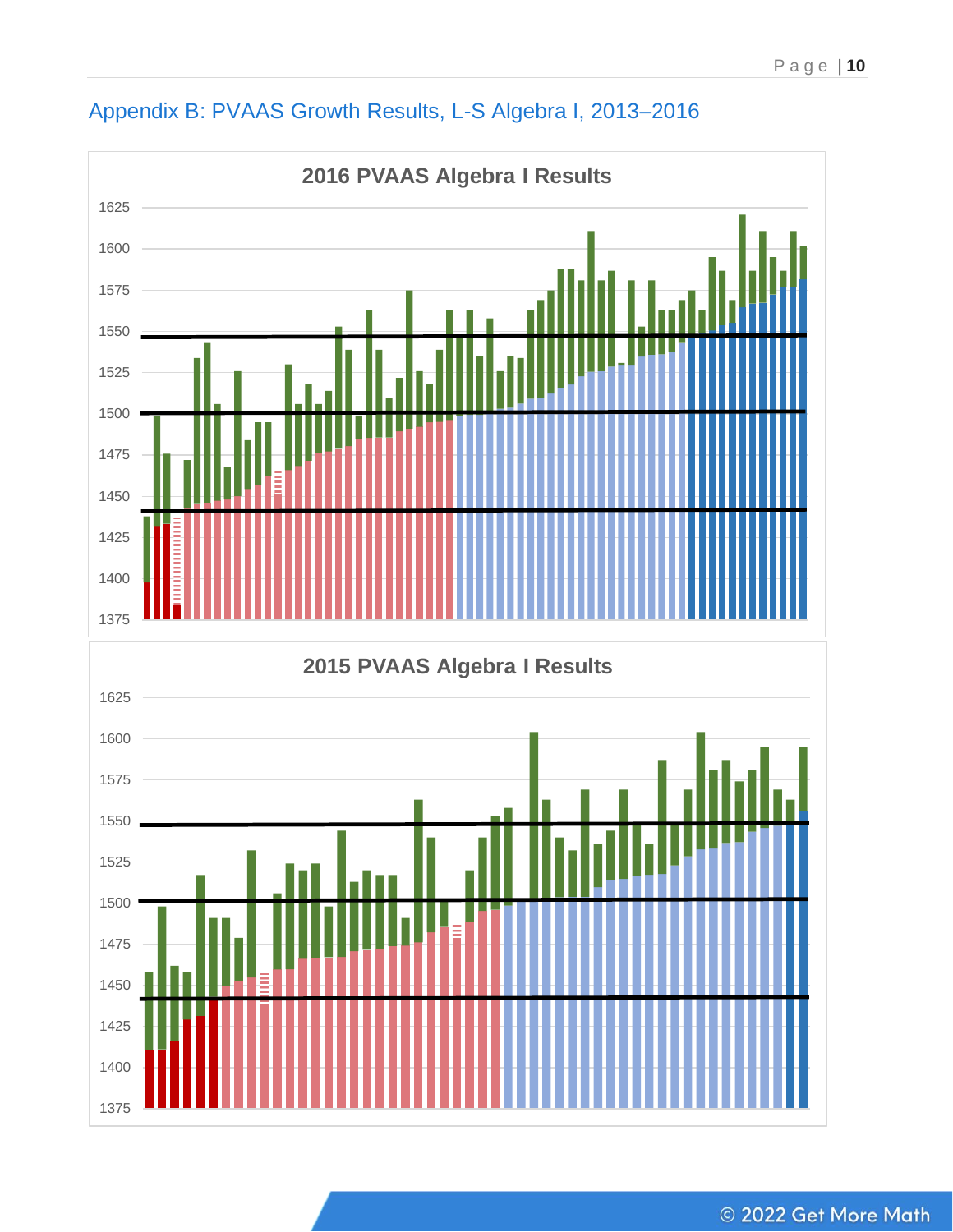## Appendix B: PVAAS Growth Results, L-S Algebra I, 2013–2016

**2016 PVAAS Algebra I Results**

1625
1600
1575
1550
1525
1500
1475
1450
1425
1400
1375

**2015 PVAAS Algebra I Results**

1625
1600
1575
1550
1525
1500
1475
1450
1425
1400
1375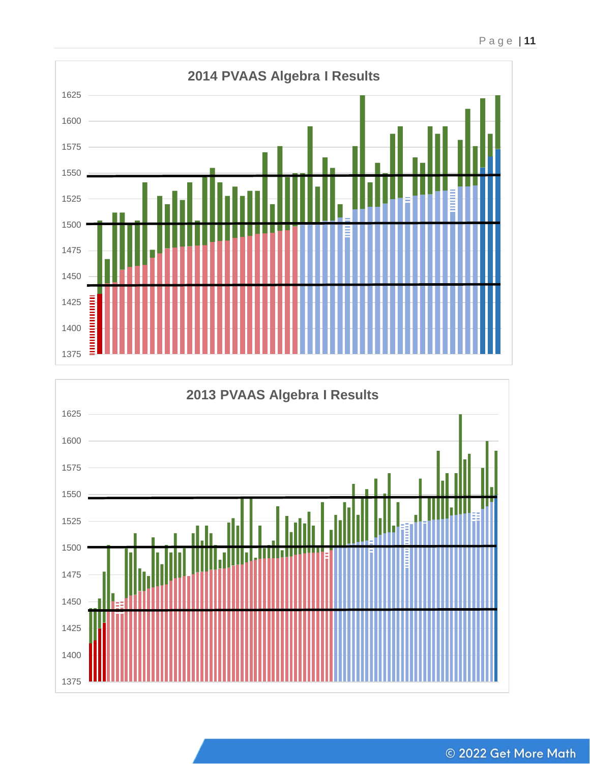## 2014 PVAAS Algebra I Results

1625
1600
1575
1550
1525
1500
1475
1450
1425
1400
1375

## 2013 PVAAS Algebra I Results

1625
1600
1575
1550
1525
1500
1475
1450
1425
1400
1375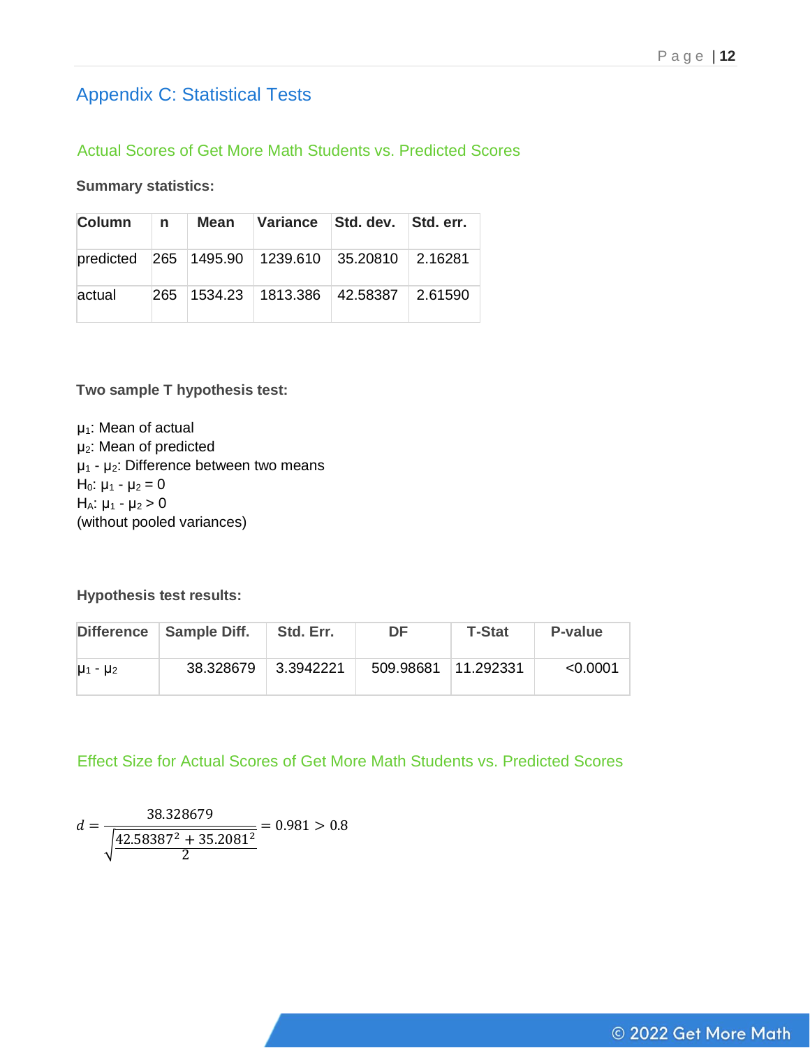# Appendix C: Statistical Tests

## Actual Scores of Get More Math Students vs. Predicted Scores

**Summary statistics:**

| Column | n | Mean | Variance | Std. dev. | Std. err. |
|---|---|---|---|---|---|
| predicted | 265 | 1495.90 | 1239.610 | 35.20810 | 2.16281 |
| actual | 265 | 1534.23 | 1813.386 | 42.58387 | 2.61590 |

**Two sample T hypothesis test:**

$\mu_1$: Mean of actual
$\mu_2$: Mean of predicted
$\mu_1 - \mu_2$: Difference between two means
$H_0$: $\mu_1 - \mu_2 = 0$
$H_A$: $\mu_1 - \mu_2 > 0$
(without pooled variances)

**Hypothesis test results:**

| Difference | Sample Diff. | Std. Err. | DF | T-Stat | P-value |
|---|---|---|---|---|---|
| $\mu_1 - \mu_2$ | 38.328679 | 3.3942221 | 509.98681 | 11.292331 | <0.0001 |

## Effect Size for Actual Scores of Get More Math Students vs. Predicted Scores

$$d = \frac{38.328679}{\sqrt{\frac{42.58387^2 + 35.2081^2}{2}}} = 0.981 > 0.8$$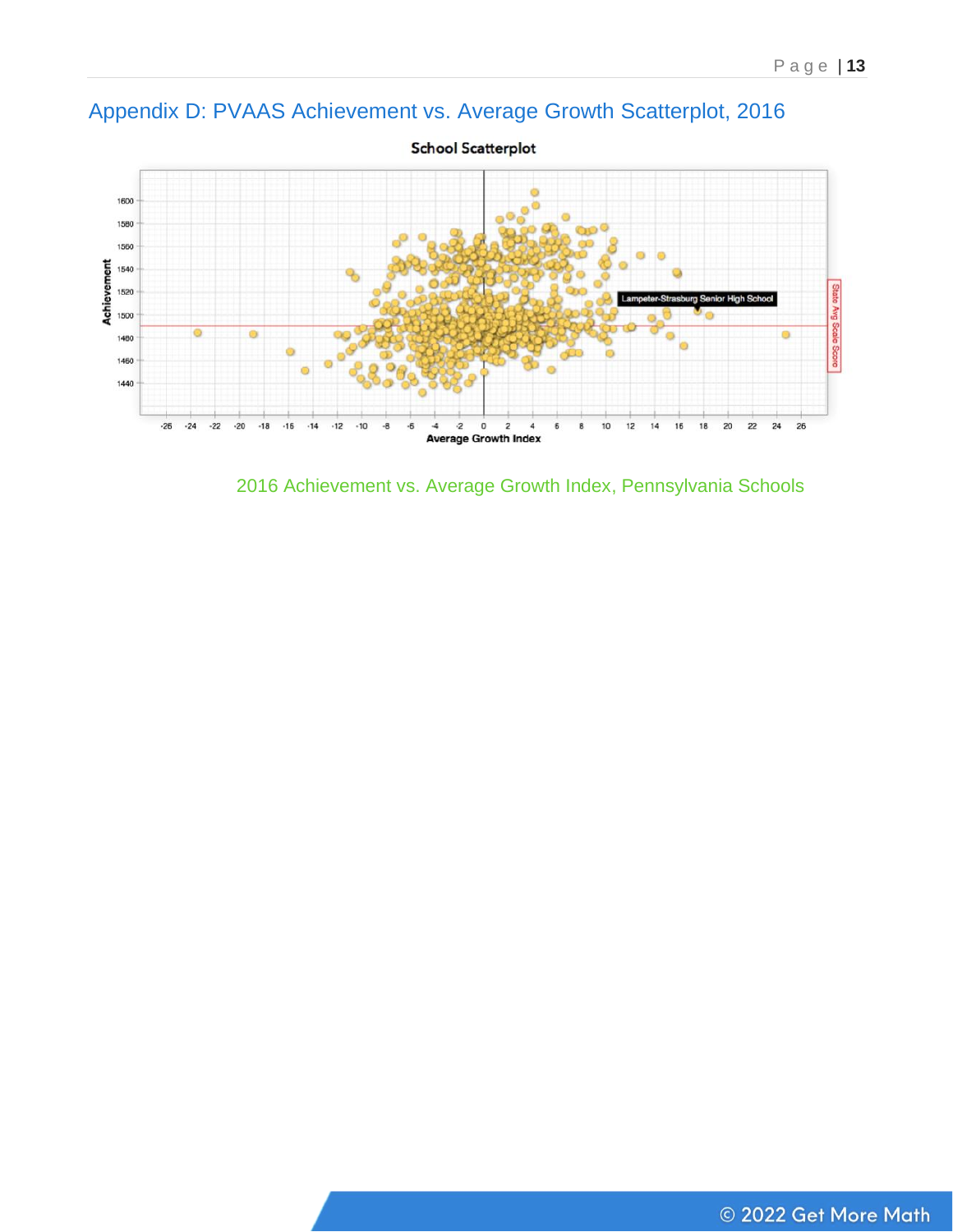## Appendix D: PVAAS Achievement vs. Average Growth Scatterplot, 2016

2016 Achievement vs. Average Growth Index, Pennsylvania Schools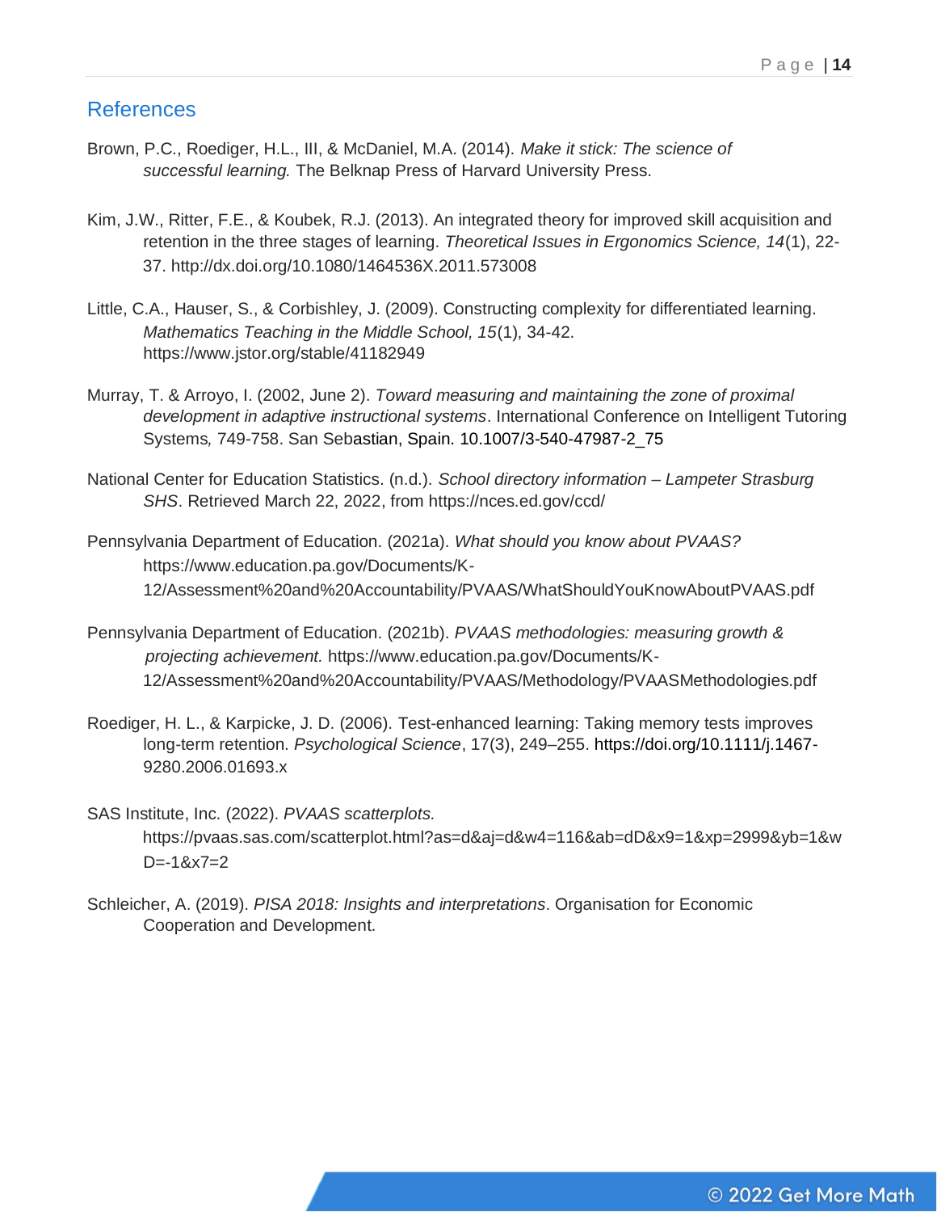## References

Brown, P.C., Roediger, H.L., III, & McDaniel, M.A. (2014). *Make it stick: The science of successful learning.* The Belknap Press of Harvard University Press.

Kim, J.W., Ritter, F.E., & Koubek, R.J. (2013). An integrated theory for improved skill acquisition and retention in the three stages of learning. *Theoretical Issues in Ergonomics Science, 14*(1), 22-37. http://dx.doi.org/10.1080/1464536X.2011.573008

Little, C.A., Hauser, S., & Corbishley, J. (2009). Constructing complexity for differentiated learning. *Mathematics Teaching in the Middle School, 15*(1), 34-42. https://www.jstor.org/stable/41182949

Murray, T. & Arroyo, I. (2002, June 2). *Toward measuring and maintaining the zone of proximal development in adaptive instructional systems*. International Conference on Intelligent Tutoring Systems, 749-758. San Sebastian, Spain. 10.1007/3-540-47987-2_75

National Center for Education Statistics. (n.d.). *School directory information – Lampeter Strasburg SHS*. Retrieved March 22, 2022, from https://nces.ed.gov/ccd/

Pennsylvania Department of Education. (2021a). *What should you know about PVAAS?* https://www.education.pa.gov/Documents/K-12/Assessment%20and%20Accountability/PVAAS/WhatShouldYouKnowAboutPVAAS.pdf

Pennsylvania Department of Education. (2021b). *PVAAS methodologies: measuring growth & projecting achievement.* https://www.education.pa.gov/Documents/K-12/Assessment%20and%20Accountability/PVAAS/Methodology/PVAASMethodologies.pdf

Roediger, H. L., & Karpicke, J. D. (2006). Test-enhanced learning: Taking memory tests improves long-term retention. *Psychological Science*, 17(3), 249–255. https://doi.org/10.1111/j.1467-9280.2006.01693.x

SAS Institute, Inc. (2022). *PVAAS scatterplots.* https://pvaas.sas.com/scatterplot.html?as=d&aj=d&w4=116&ab=dD&x9=1&xp=2999&yb=1&wD=-1&x7=2

Schleicher, A. (2019). *PISA 2018: Insights and interpretations*. Organisation for Economic Cooperation and Development.